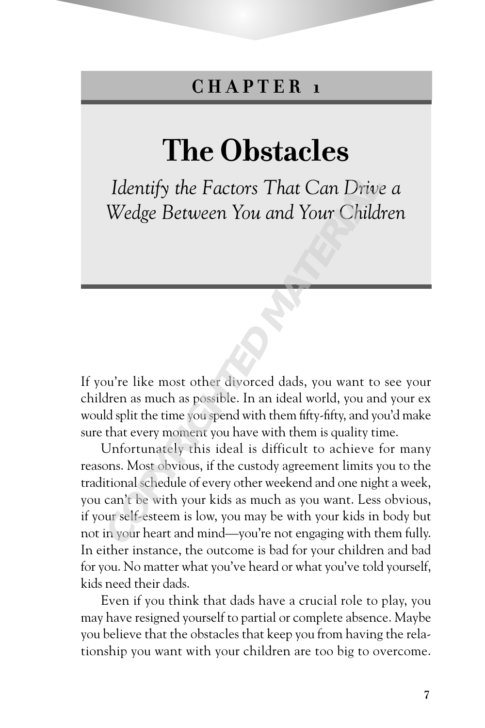## CHAPTER 1

# The Obstacles

*Identify the Factors That Can Drive a Wedge Between You and Your Children*

If you're like most other divorced dads, you want to see your children as much as possible. In an ideal world, you and your ex would split the time you spend with them fifty-fifty, and you'd make sure that every moment you have with them is quality time.

Unfortunately this ideal is difficult to achieve for many reasons. Most obvious, if the custody agreement limits you to the traditional schedule of every other weekend and one night a week, you can't be with your kids as much as you want. Less obvious, if your self-esteem is low, you may be with your kids in body but not in your heart and mind—you're not engaging with them fully. In either instance, the outcome is bad for your children and bad for you. No matter what you've heard or what you've told yourself, kids need their dads.

Even if you think that dads have a crucial role to play, you may have resigned yourself to partial or complete absence. Maybe you believe that the obstacles that keep you from having the relationship you want with your children are too big to overcome.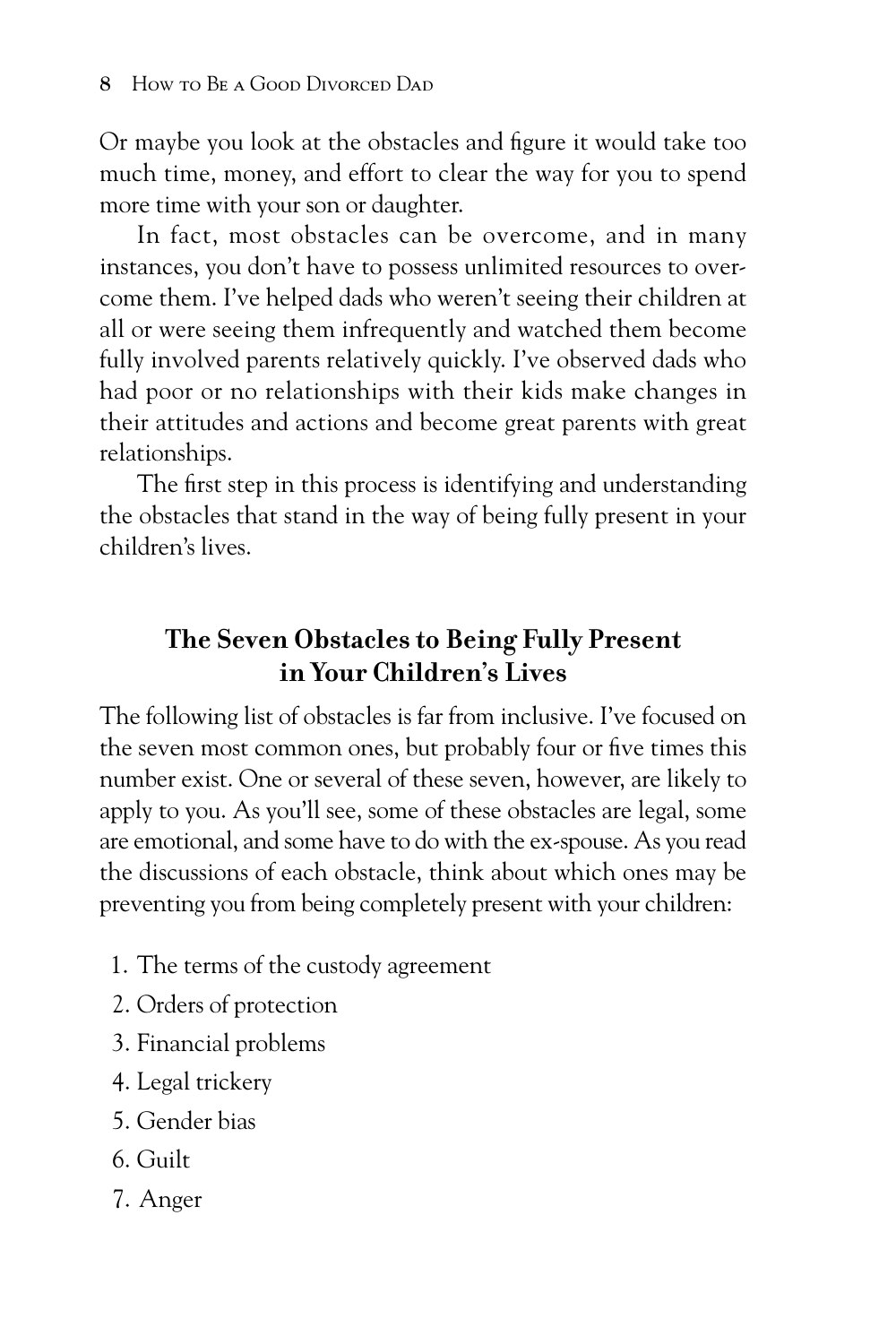Or maybe you look at the obstacles and figure it would take too much time, money, and effort to clear the way for you to spend more time with your son or daughter.

In fact, most obstacles can be overcome, and in many instances, you don't have to possess unlimited resources to overcome them. I've helped dads who weren't seeing their children at all or were seeing them infrequently and watched them become fully involved parents relatively quickly. I've observed dads who had poor or no relationships with their kids make changes in their attitudes and actions and become great parents with great relationships.

The first step in this process is identifying and understanding the obstacles that stand in the way of being fully present in your children's lives.

## The Seven Obstacles to Being Fully Present in Your Children's Lives

The following list of obstacles is far from inclusive. I've focused on the seven most common ones, but probably four or five times this number exist. One or several of these seven, however, are likely to apply to you. As you'll see, some of these obstacles are legal, some are emotional, and some have to do with the ex-spouse. As you read the discussions of each obstacle, think about which ones may be preventing you from being completely present with your children:

1. The terms of the custody agreement
2. Orders of protection
3. Financial problems
4. Legal trickery
5. Gender bias
6. Guilt
7. Anger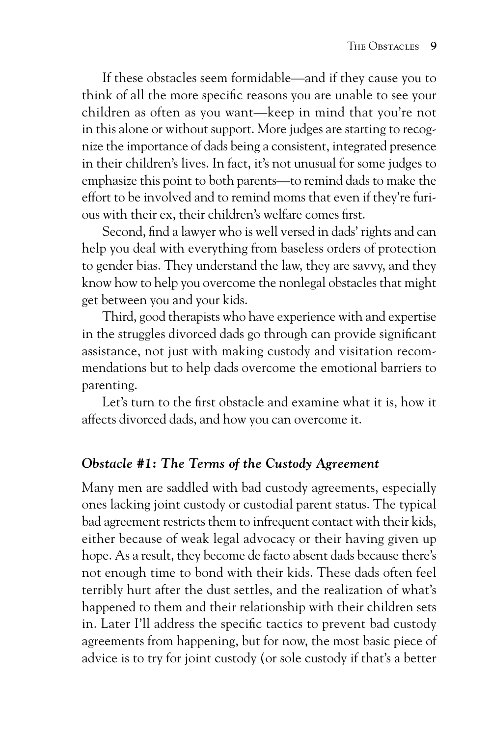If these obstacles seem formidable—and if they cause you to think of all the more specific reasons you are unable to see your children as often as you want—keep in mind that you're not in this alone or without support. More judges are starting to recognize the importance of dads being a consistent, integrated presence in their children's lives. In fact, it's not unusual for some judges to emphasize this point to both parents—to remind dads to make the effort to be involved and to remind moms that even if they're furious with their ex, their children's welfare comes first.

Second, find a lawyer who is well versed in dads' rights and can help you deal with everything from baseless orders of protection to gender bias. They understand the law, they are savvy, and they know how to help you overcome the nonlegal obstacles that might get between you and your kids.

Third, good therapists who have experience with and expertise in the struggles divorced dads go through can provide significant assistance, not just with making custody and visitation recommendations but to help dads overcome the emotional barriers to parenting.

Let's turn to the first obstacle and examine what it is, how it affects divorced dads, and how you can overcome it.

### *Obstacle #1: The Terms of the Custody Agreement*

Many men are saddled with bad custody agreements, especially ones lacking joint custody or custodial parent status. The typical bad agreement restricts them to infrequent contact with their kids, either because of weak legal advocacy or their having given up hope. As a result, they become de facto absent dads because there's not enough time to bond with their kids. These dads often feel terribly hurt after the dust settles, and the realization of what's happened to them and their relationship with their children sets in. Later I'll address the specific tactics to prevent bad custody agreements from happening, but for now, the most basic piece of advice is to try for joint custody (or sole custody if that's a better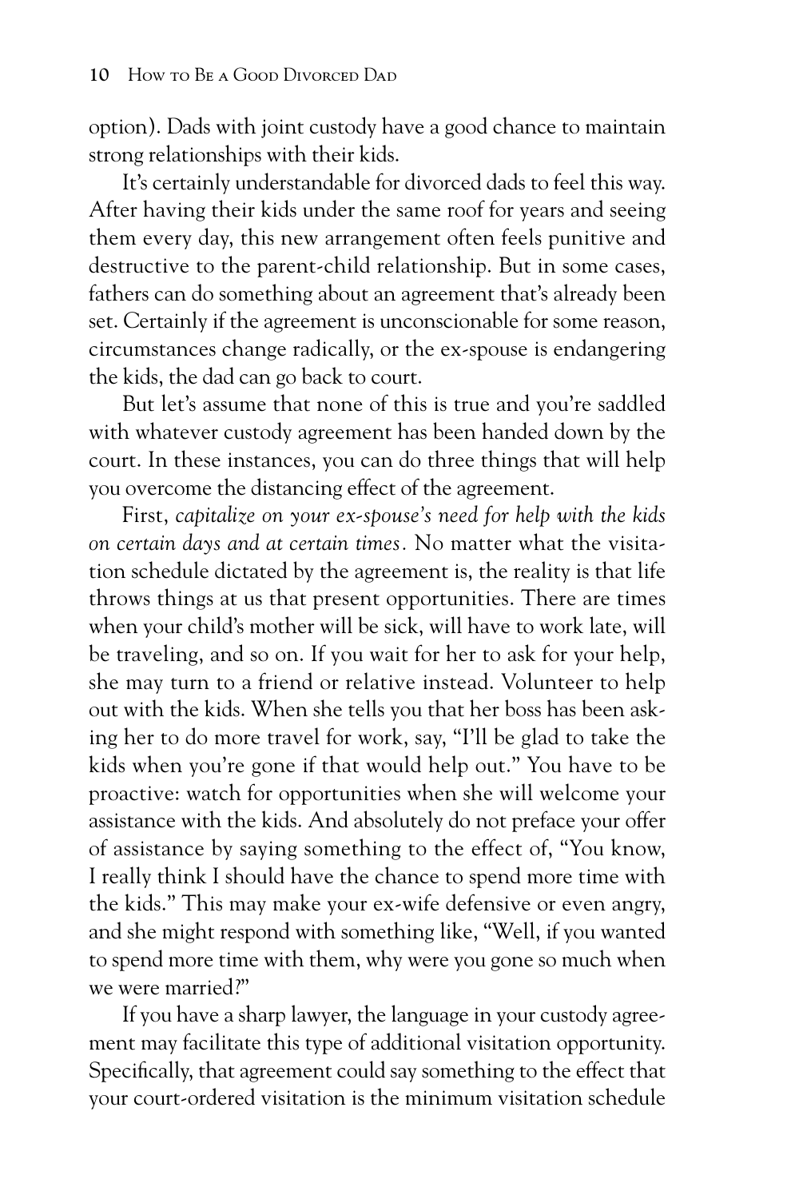option). Dads with joint custody have a good chance to maintain strong relationships with their kids.

It's certainly understandable for divorced dads to feel this way. After having their kids under the same roof for years and seeing them every day, this new arrangement often feels punitive and destructive to the parent-child relationship. But in some cases, fathers can do something about an agreement that's already been set. Certainly if the agreement is unconscionable for some reason, circumstances change radically, or the ex-spouse is endangering the kids, the dad can go back to court.

But let's assume that none of this is true and you're saddled with whatever custody agreement has been handed down by the court. In these instances, you can do three things that will help you overcome the distancing effect of the agreement.

First, *capitalize on your ex-spouse's need for help with the kids on certain days and at certain times.* No matter what the visitation schedule dictated by the agreement is, the reality is that life throws things at us that present opportunities. There are times when your child's mother will be sick, will have to work late, will be traveling, and so on. If you wait for her to ask for your help, she may turn to a friend or relative instead. Volunteer to help out with the kids. When she tells you that her boss has been asking her to do more travel for work, say, "I'll be glad to take the kids when you're gone if that would help out." You have to be proactive: watch for opportunities when she will welcome your assistance with the kids. And absolutely do not preface your offer of assistance by saying something to the effect of, "You know, I really think I should have the chance to spend more time with the kids." This may make your ex-wife defensive or even angry, and she might respond with something like, "Well, if you wanted to spend more time with them, why were you gone so much when we were married?"

If you have a sharp lawyer, the language in your custody agreement may facilitate this type of additional visitation opportunity. Specifically, that agreement could say something to the effect that your court-ordered visitation is the minimum visitation schedule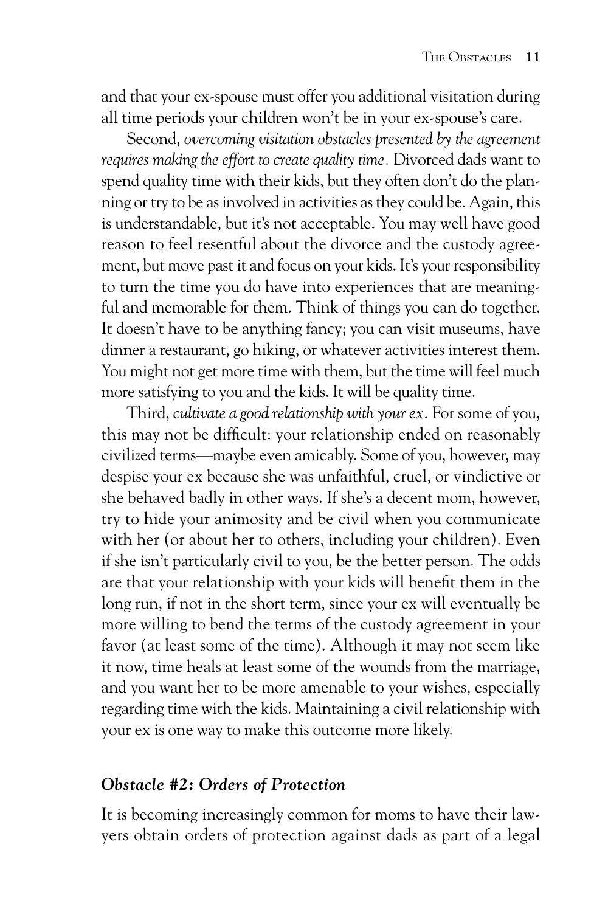and that your ex-spouse must offer you additional visitation during all time periods your children won't be in your ex-spouse's care.

Second, *overcoming visitation obstacles presented by the agreement requires making the effort to create quality time*. Divorced dads want to spend quality time with their kids, but they often don't do the planning or try to be as involved in activities as they could be. Again, this is understandable, but it's not acceptable. You may well have good reason to feel resentful about the divorce and the custody agreement, but move past it and focus on your kids. It's your responsibility to turn the time you do have into experiences that are meaningful and memorable for them. Think of things you can do together. It doesn't have to be anything fancy; you can visit museums, have dinner a restaurant, go hiking, or whatever activities interest them. You might not get more time with them, but the time will feel much more satisfying to you and the kids. It will be quality time.

Third, *cultivate a good relationship with your ex*. For some of you, this may not be difficult: your relationship ended on reasonably civilized terms—maybe even amicably. Some of you, however, may despise your ex because she was unfaithful, cruel, or vindictive or she behaved badly in other ways. If she's a decent mom, however, try to hide your animosity and be civil when you communicate with her (or about her to others, including your children). Even if she isn't particularly civil to you, be the better person. The odds are that your relationship with your kids will benefit them in the long run, if not in the short term, since your ex will eventually be more willing to bend the terms of the custody agreement in your favor (at least some of the time). Although it may not seem like it now, time heals at least some of the wounds from the marriage, and you want her to be more amenable to your wishes, especially regarding time with the kids. Maintaining a civil relationship with your ex is one way to make this outcome more likely.

### *Obstacle #2: Orders of Protection*

It is becoming increasingly common for moms to have their lawyers obtain orders of protection against dads as part of a legal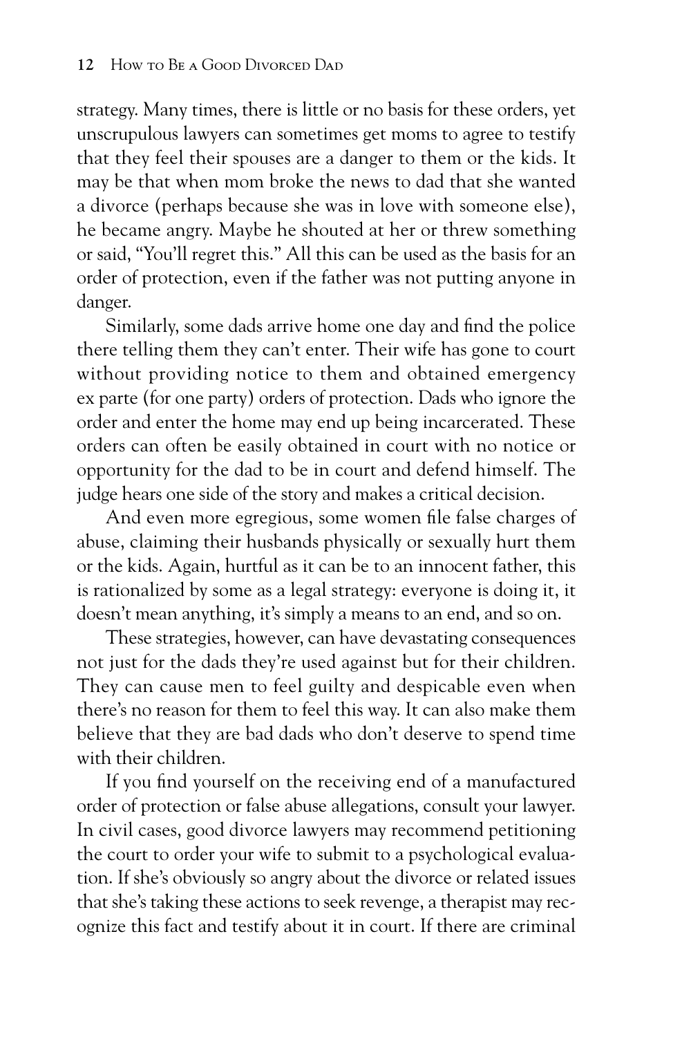strategy. Many times, there is little or no basis for these orders, yet unscrupulous lawyers can sometimes get moms to agree to testify that they feel their spouses are a danger to them or the kids. It may be that when mom broke the news to dad that she wanted a divorce (perhaps because she was in love with someone else), he became angry. Maybe he shouted at her or threw something or said, "You'll regret this." All this can be used as the basis for an order of protection, even if the father was not putting anyone in danger.

Similarly, some dads arrive home one day and find the police there telling them they can't enter. Their wife has gone to court without providing notice to them and obtained emergency ex parte (for one party) orders of protection. Dads who ignore the order and enter the home may end up being incarcerated. These orders can often be easily obtained in court with no notice or opportunity for the dad to be in court and defend himself. The judge hears one side of the story and makes a critical decision.

And even more egregious, some women file false charges of abuse, claiming their husbands physically or sexually hurt them or the kids. Again, hurtful as it can be to an innocent father, this is rationalized by some as a legal strategy: everyone is doing it, it doesn't mean anything, it's simply a means to an end, and so on.

These strategies, however, can have devastating consequences not just for the dads they're used against but for their children. They can cause men to feel guilty and despicable even when there's no reason for them to feel this way. It can also make them believe that they are bad dads who don't deserve to spend time with their children.

If you find yourself on the receiving end of a manufactured order of protection or false abuse allegations, consult your lawyer. In civil cases, good divorce lawyers may recommend petitioning the court to order your wife to submit to a psychological evaluation. If she's obviously so angry about the divorce or related issues that she's taking these actions to seek revenge, a therapist may recognize this fact and testify about it in court. If there are criminal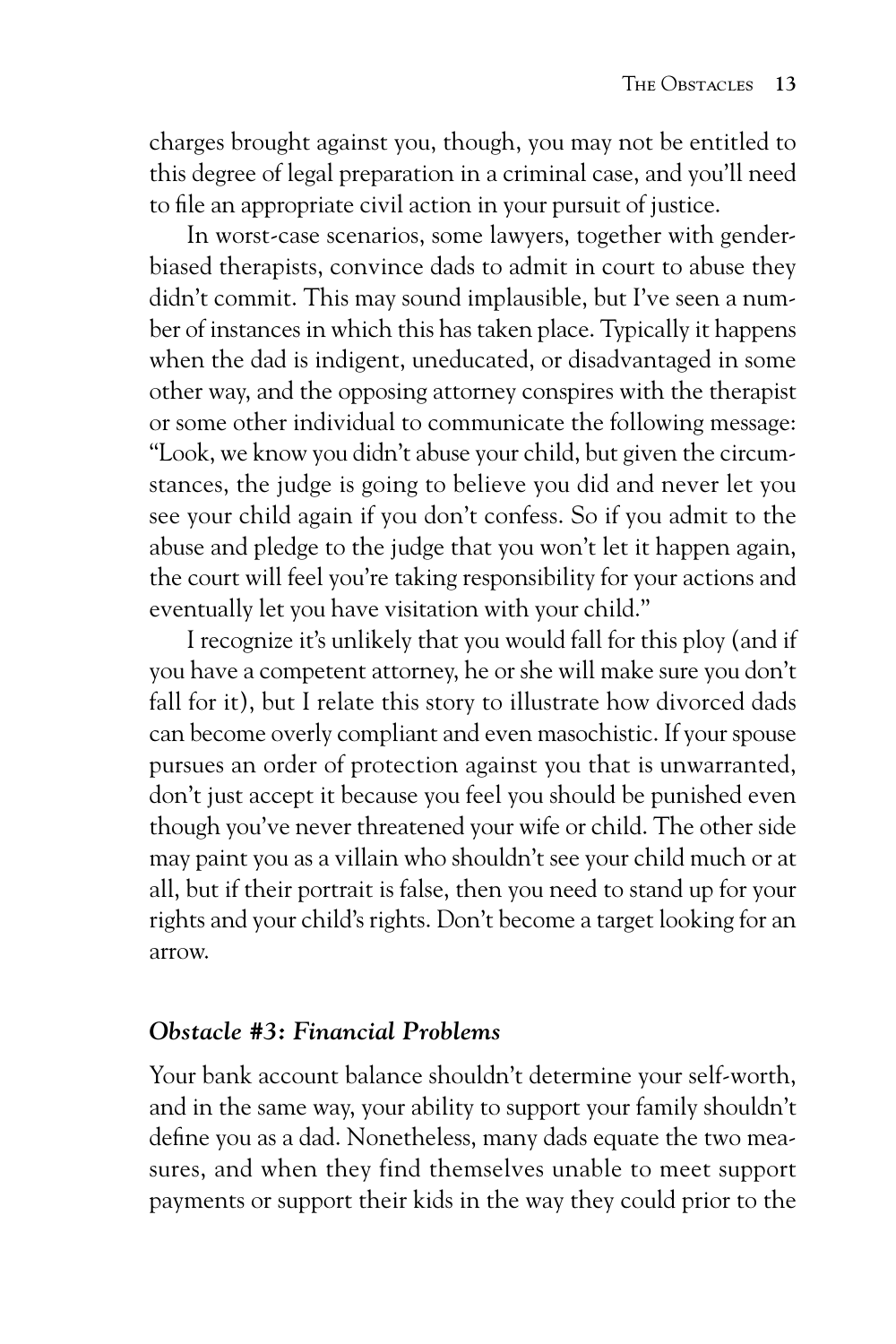charges brought against you, though, you may not be entitled to this degree of legal preparation in a criminal case, and you'll need to file an appropriate civil action in your pursuit of justice.

In worst-case scenarios, some lawyers, together with gender-biased therapists, convince dads to admit in court to abuse they didn't commit. This may sound implausible, but I've seen a number of instances in which this has taken place. Typically it happens when the dad is indigent, uneducated, or disadvantaged in some other way, and the opposing attorney conspires with the therapist or some other individual to communicate the following message: "Look, we know you didn't abuse your child, but given the circumstances, the judge is going to believe you did and never let you see your child again if you don't confess. So if you admit to the abuse and pledge to the judge that you won't let it happen again, the court will feel you're taking responsibility for your actions and eventually let you have visitation with your child."

I recognize it's unlikely that you would fall for this ploy (and if you have a competent attorney, he or she will make sure you don't fall for it), but I relate this story to illustrate how divorced dads can become overly compliant and even masochistic. If your spouse pursues an order of protection against you that is unwarranted, don't just accept it because you feel you should be punished even though you've never threatened your wife or child. The other side may paint you as a villain who shouldn't see your child much or at all, but if their portrait is false, then you need to stand up for your rights and your child's rights. Don't become a target looking for an arrow.

### *Obstacle #3: Financial Problems*

Your bank account balance shouldn't determine your self-worth, and in the same way, your ability to support your family shouldn't define you as a dad. Nonetheless, many dads equate the two measures, and when they find themselves unable to meet support payments or support their kids in the way they could prior to the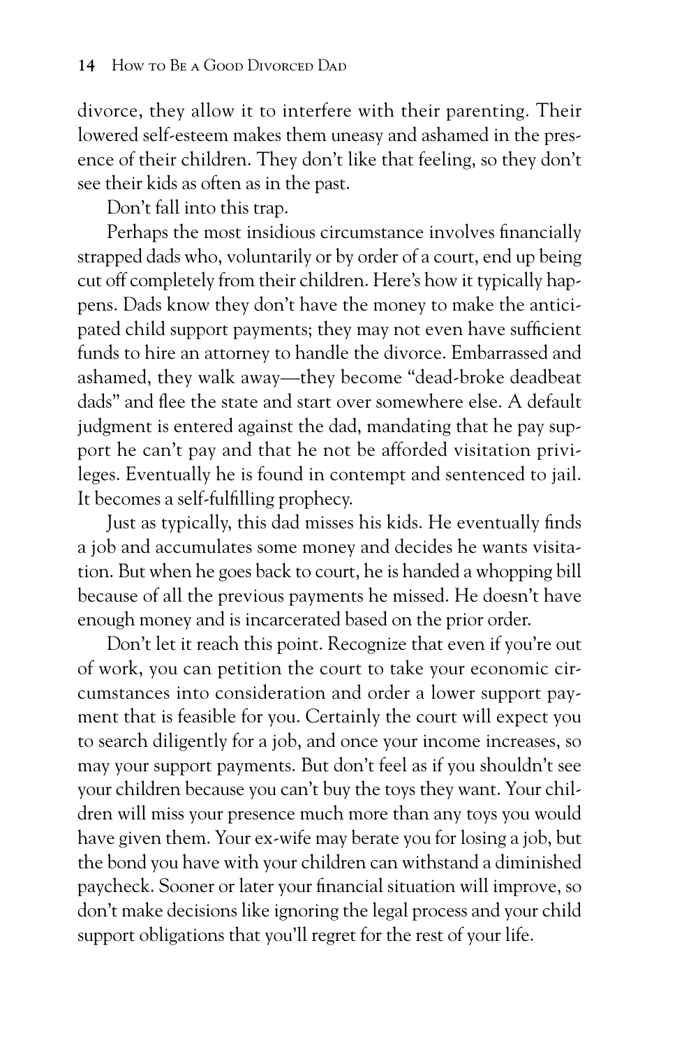divorce, they allow it to interfere with their parenting. Their lowered self-esteem makes them uneasy and ashamed in the presence of their children. They don't like that feeling, so they don't see their kids as often as in the past.

Don't fall into this trap.

Perhaps the most insidious circumstance involves financially strapped dads who, voluntarily or by order of a court, end up being cut off completely from their children. Here's how it typically happens. Dads know they don't have the money to make the anticipated child support payments; they may not even have sufficient funds to hire an attorney to handle the divorce. Embarrassed and ashamed, they walk away—they become "dead-broke deadbeat dads" and flee the state and start over somewhere else. A default judgment is entered against the dad, mandating that he pay support he can't pay and that he not be afforded visitation privileges. Eventually he is found in contempt and sentenced to jail. It becomes a self-fulfilling prophecy.

Just as typically, this dad misses his kids. He eventually finds a job and accumulates some money and decides he wants visitation. But when he goes back to court, he is handed a whopping bill because of all the previous payments he missed. He doesn't have enough money and is incarcerated based on the prior order.

Don't let it reach this point. Recognize that even if you're out of work, you can petition the court to take your economic circumstances into consideration and order a lower support payment that is feasible for you. Certainly the court will expect you to search diligently for a job, and once your income increases, so may your support payments. But don't feel as if you shouldn't see your children because you can't buy the toys they want. Your children will miss your presence much more than any toys you would have given them. Your ex-wife may berate you for losing a job, but the bond you have with your children can withstand a diminished paycheck. Sooner or later your financial situation will improve, so don't make decisions like ignoring the legal process and your child support obligations that you'll regret for the rest of your life.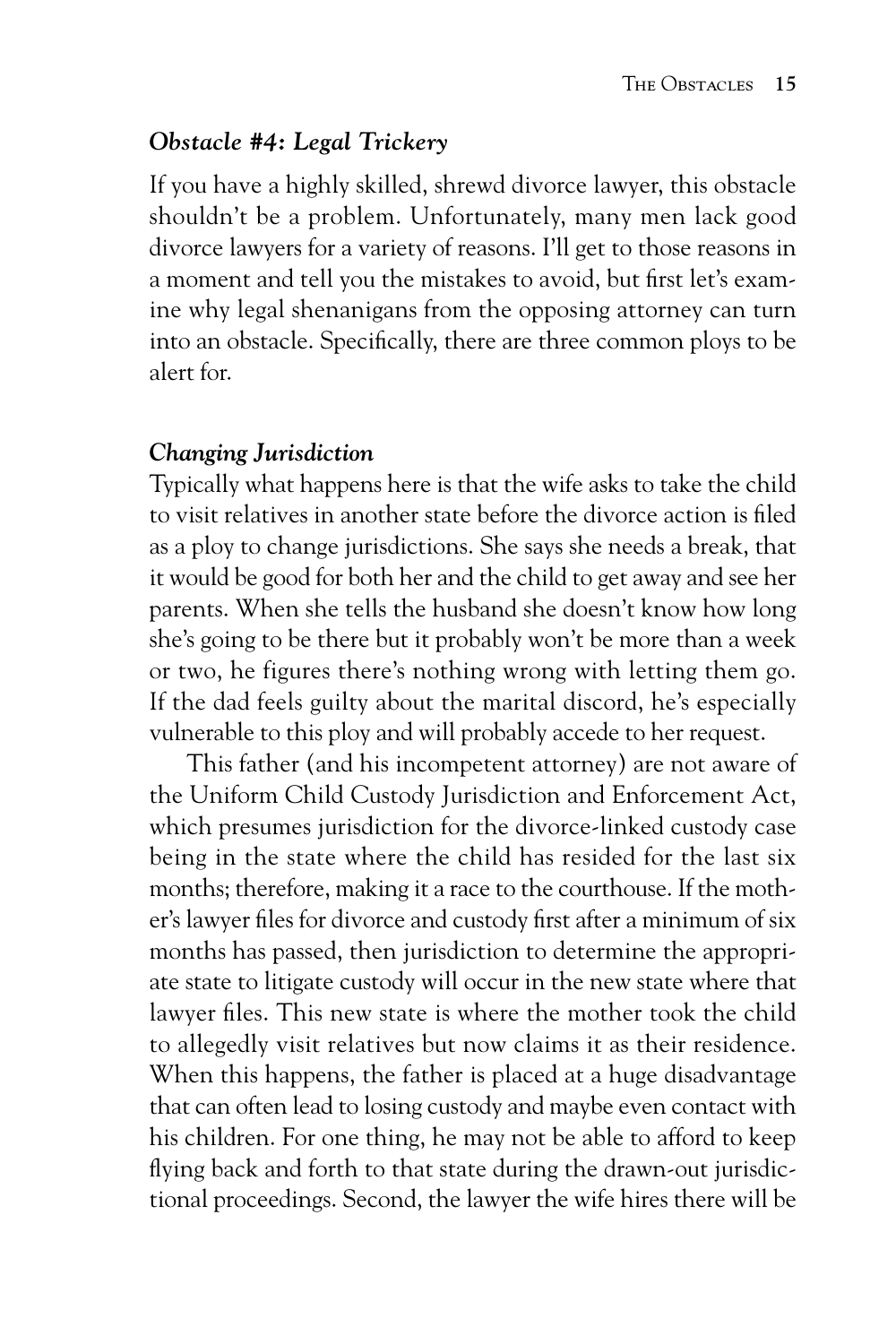### *Obstacle #4: Legal Trickery*

If you have a highly skilled, shrewd divorce lawyer, this obstacle shouldn't be a problem. Unfortunately, many men lack good divorce lawyers for a variety of reasons. I'll get to those reasons in a moment and tell you the mistakes to avoid, but first let's examine why legal shenanigans from the opposing attorney can turn into an obstacle. Specifically, there are three common ploys to be alert for.

#### *Changing Jurisdiction*

Typically what happens here is that the wife asks to take the child to visit relatives in another state before the divorce action is filed as a ploy to change jurisdictions. She says she needs a break, that it would be good for both her and the child to get away and see her parents. When she tells the husband she doesn't know how long she's going to be there but it probably won't be more than a week or two, he figures there's nothing wrong with letting them go. If the dad feels guilty about the marital discord, he's especially vulnerable to this ploy and will probably accede to her request.

This father (and his incompetent attorney) are not aware of the Uniform Child Custody Jurisdiction and Enforcement Act, which presumes jurisdiction for the divorce-linked custody case being in the state where the child has resided for the last six months; therefore, making it a race to the courthouse. If the mother's lawyer files for divorce and custody first after a minimum of six months has passed, then jurisdiction to determine the appropriate state to litigate custody will occur in the new state where that lawyer files. This new state is where the mother took the child to allegedly visit relatives but now claims it as their residence. When this happens, the father is placed at a huge disadvantage that can often lead to losing custody and maybe even contact with his children. For one thing, he may not be able to afford to keep flying back and forth to that state during the drawn-out jurisdictional proceedings. Second, the lawyer the wife hires there will be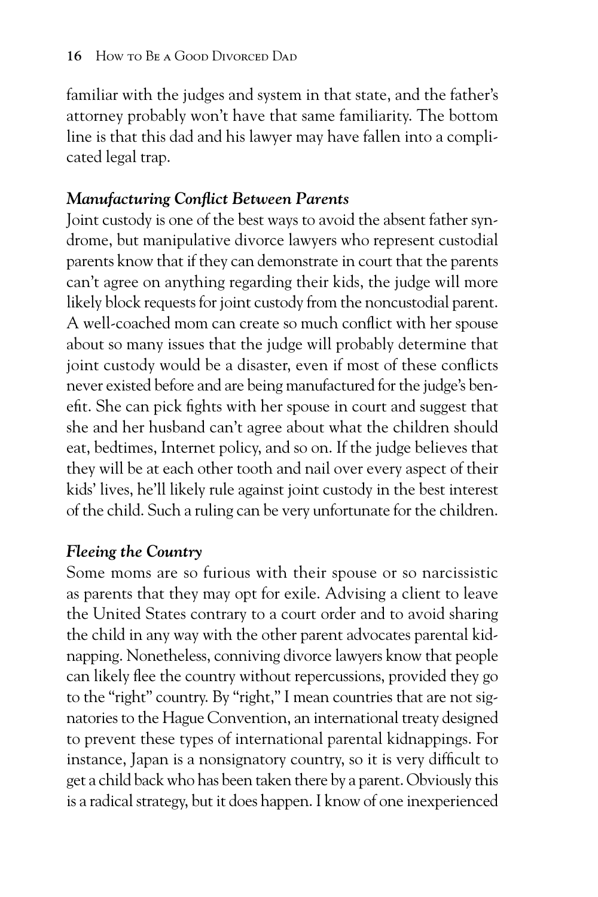familiar with the judges and system in that state, and the father's attorney probably won't have that same familiarity. The bottom line is that this dad and his lawyer may have fallen into a complicated legal trap.

### *Manufacturing Conflict Between Parents*

Joint custody is one of the best ways to avoid the absent father syndrome, but manipulative divorce lawyers who represent custodial parents know that if they can demonstrate in court that the parents can't agree on anything regarding their kids, the judge will more likely block requests for joint custody from the noncustodial parent. A well-coached mom can create so much conflict with her spouse about so many issues that the judge will probably determine that joint custody would be a disaster, even if most of these conflicts never existed before and are being manufactured for the judge's benefit. She can pick fights with her spouse in court and suggest that she and her husband can't agree about what the children should eat, bedtimes, Internet policy, and so on. If the judge believes that they will be at each other tooth and nail over every aspect of their kids' lives, he'll likely rule against joint custody in the best interest of the child. Such a ruling can be very unfortunate for the children.

### *Fleeing the Country*

Some moms are so furious with their spouse or so narcissistic as parents that they may opt for exile. Advising a client to leave the United States contrary to a court order and to avoid sharing the child in any way with the other parent advocates parental kidnapping. Nonetheless, conniving divorce lawyers know that people can likely flee the country without repercussions, provided they go to the "right" country. By "right," I mean countries that are not signatories to the Hague Convention, an international treaty designed to prevent these types of international parental kidnappings. For instance, Japan is a nonsignatory country, so it is very difficult to get a child back who has been taken there by a parent. Obviously this is a radical strategy, but it does happen. I know of one inexperienced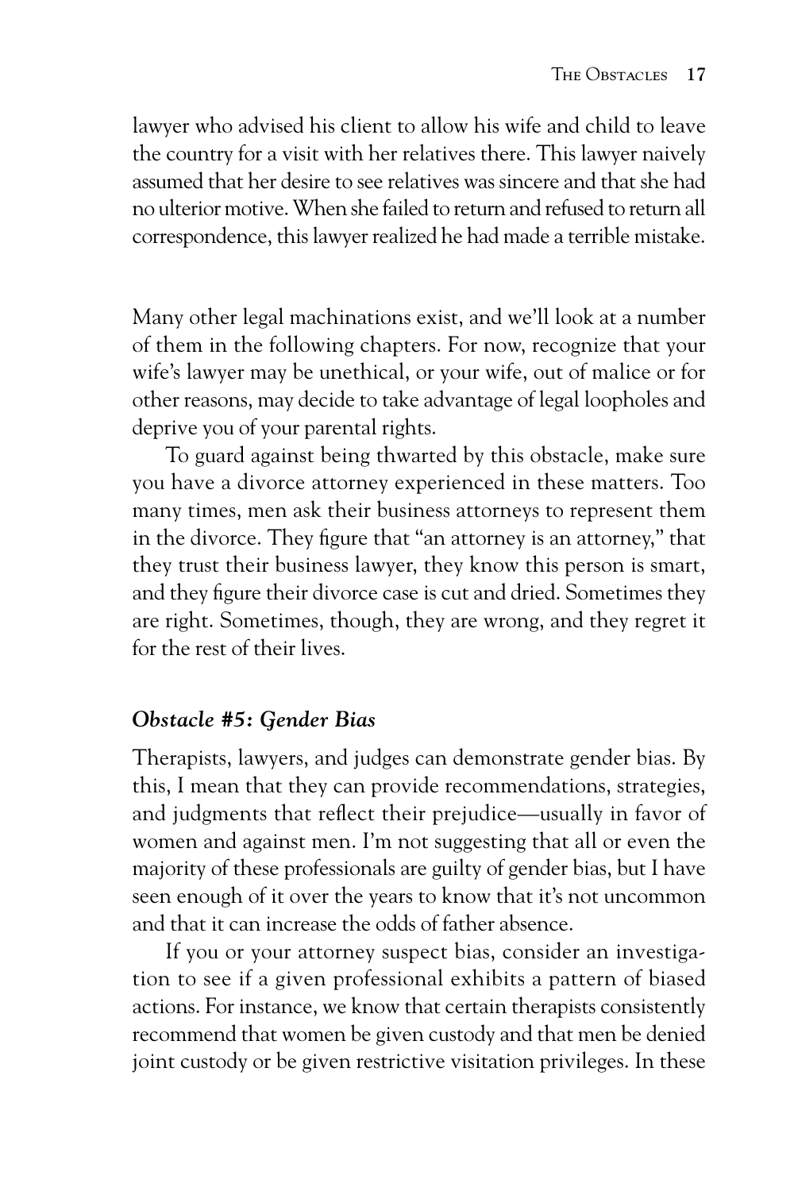lawyer who advised his client to allow his wife and child to leave the country for a visit with her relatives there. This lawyer naively assumed that her desire to see relatives was sincere and that she had no ulterior motive. When she failed to return and refused to return all correspondence, this lawyer realized he had made a terrible mistake.

Many other legal machinations exist, and we'll look at a number of them in the following chapters. For now, recognize that your wife's lawyer may be unethical, or your wife, out of malice or for other reasons, may decide to take advantage of legal loopholes and deprive you of your parental rights.

To guard against being thwarted by this obstacle, make sure you have a divorce attorney experienced in these matters. Too many times, men ask their business attorneys to represent them in the divorce. They figure that "an attorney is an attorney," that they trust their business lawyer, they know this person is smart, and they figure their divorce case is cut and dried. Sometimes they are right. Sometimes, though, they are wrong, and they regret it for the rest of their lives.

### *Obstacle #5: Gender Bias*

Therapists, lawyers, and judges can demonstrate gender bias. By this, I mean that they can provide recommendations, strategies, and judgments that reflect their prejudice—usually in favor of women and against men. I'm not suggesting that all or even the majority of these professionals are guilty of gender bias, but I have seen enough of it over the years to know that it's not uncommon and that it can increase the odds of father absence.

If you or your attorney suspect bias, consider an investigation to see if a given professional exhibits a pattern of biased actions. For instance, we know that certain therapists consistently recommend that women be given custody and that men be denied joint custody or be given restrictive visitation privileges. In these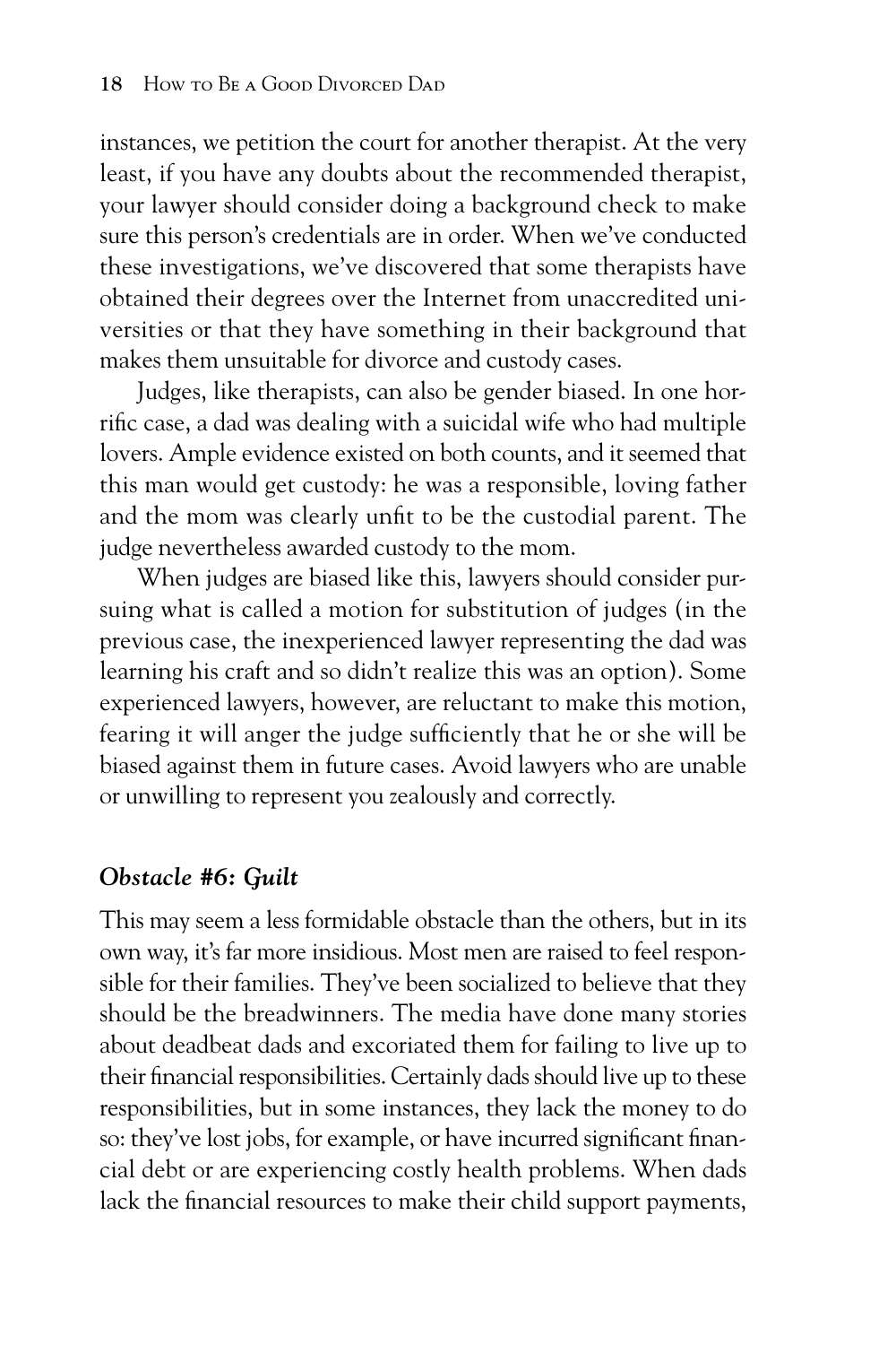instances, we petition the court for another therapist. At the very least, if you have any doubts about the recommended therapist, your lawyer should consider doing a background check to make sure this person's credentials are in order. When we've conducted these investigations, we've discovered that some therapists have obtained their degrees over the Internet from unaccredited universities or that they have something in their background that makes them unsuitable for divorce and custody cases.

Judges, like therapists, can also be gender biased. In one horrific case, a dad was dealing with a suicidal wife who had multiple lovers. Ample evidence existed on both counts, and it seemed that this man would get custody: he was a responsible, loving father and the mom was clearly unfit to be the custodial parent. The judge nevertheless awarded custody to the mom.

When judges are biased like this, lawyers should consider pursuing what is called a motion for substitution of judges (in the previous case, the inexperienced lawyer representing the dad was learning his craft and so didn't realize this was an option). Some experienced lawyers, however, are reluctant to make this motion, fearing it will anger the judge sufficiently that he or she will be biased against them in future cases. Avoid lawyers who are unable or unwilling to represent you zealously and correctly.

### *Obstacle #6: Guilt*

This may seem a less formidable obstacle than the others, but in its own way, it's far more insidious. Most men are raised to feel responsible for their families. They've been socialized to believe that they should be the breadwinners. The media have done many stories about deadbeat dads and excoriated them for failing to live up to their financial responsibilities. Certainly dads should live up to these responsibilities, but in some instances, they lack the money to do so: they've lost jobs, for example, or have incurred significant financial debt or are experiencing costly health problems. When dads lack the financial resources to make their child support payments,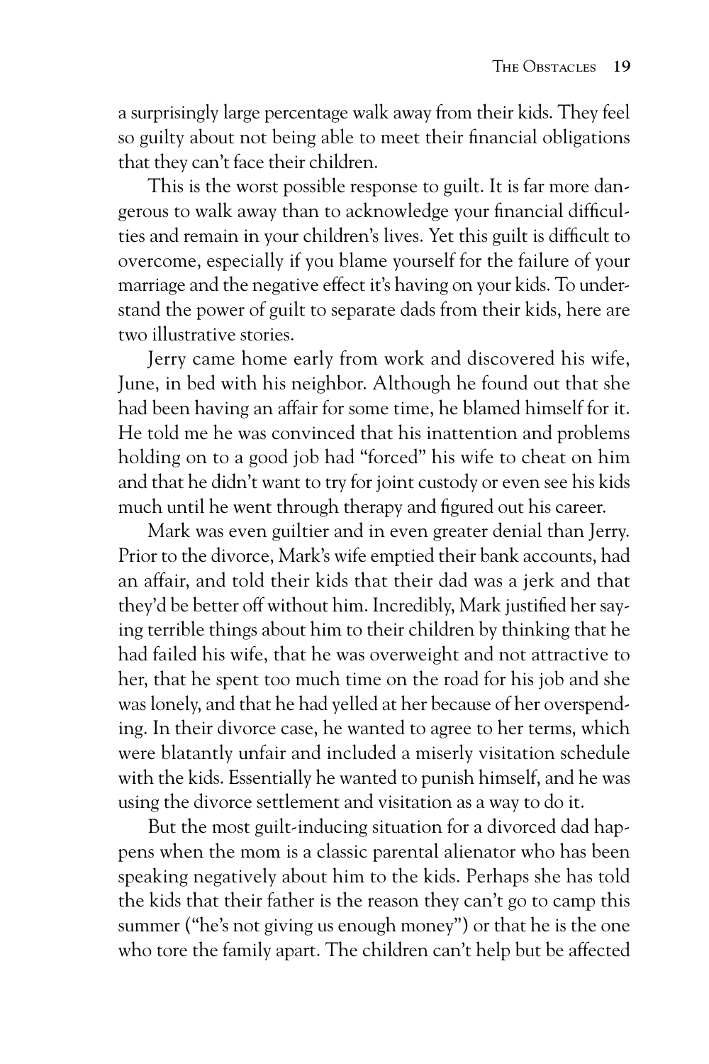a surprisingly large percentage walk away from their kids. They feel so guilty about not being able to meet their financial obligations that they can't face their children.

This is the worst possible response to guilt. It is far more dangerous to walk away than to acknowledge your financial difficulties and remain in your children's lives. Yet this guilt is difficult to overcome, especially if you blame yourself for the failure of your marriage and the negative effect it's having on your kids. To understand the power of guilt to separate dads from their kids, here are two illustrative stories.

Jerry came home early from work and discovered his wife, June, in bed with his neighbor. Although he found out that she had been having an affair for some time, he blamed himself for it. He told me he was convinced that his inattention and problems holding on to a good job had "forced" his wife to cheat on him and that he didn't want to try for joint custody or even see his kids much until he went through therapy and figured out his career.

Mark was even guiltier and in even greater denial than Jerry. Prior to the divorce, Mark's wife emptied their bank accounts, had an affair, and told their kids that their dad was a jerk and that they'd be better off without him. Incredibly, Mark justified her saying terrible things about him to their children by thinking that he had failed his wife, that he was overweight and not attractive to her, that he spent too much time on the road for his job and she was lonely, and that he had yelled at her because of her overspending. In their divorce case, he wanted to agree to her terms, which were blatantly unfair and included a miserly visitation schedule with the kids. Essentially he wanted to punish himself, and he was using the divorce settlement and visitation as a way to do it.

But the most guilt-inducing situation for a divorced dad happens when the mom is a classic parental alienator who has been speaking negatively about him to the kids. Perhaps she has told the kids that their father is the reason they can't go to camp this summer ("he's not giving us enough money") or that he is the one who tore the family apart. The children can't help but be affected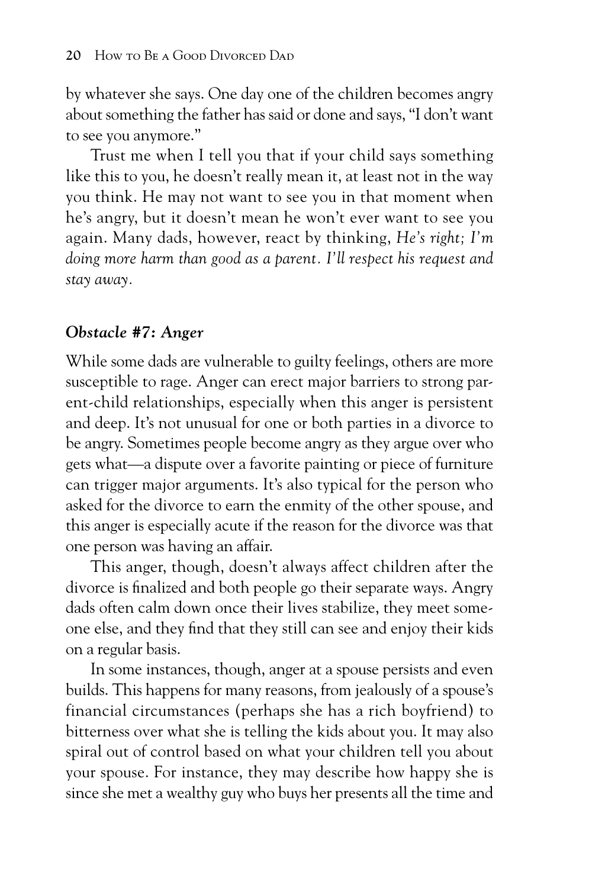by whatever she says. One day one of the children becomes angry about something the father has said or done and says, "I don't want to see you anymore."

Trust me when I tell you that if your child says something like this to you, he doesn't really mean it, at least not in the way you think. He may not want to see you in that moment when he's angry, but it doesn't mean he won't ever want to see you again. Many dads, however, react by thinking, *He's right; I'm doing more harm than good as a parent. I'll respect his request and stay away.*

### *Obstacle #7: Anger*

While some dads are vulnerable to guilty feelings, others are more susceptible to rage. Anger can erect major barriers to strong parent-child relationships, especially when this anger is persistent and deep. It's not unusual for one or both parties in a divorce to be angry. Sometimes people become angry as they argue over who gets what—a dispute over a favorite painting or piece of furniture can trigger major arguments. It's also typical for the person who asked for the divorce to earn the enmity of the other spouse, and this anger is especially acute if the reason for the divorce was that one person was having an affair.

This anger, though, doesn't always affect children after the divorce is finalized and both people go their separate ways. Angry dads often calm down once their lives stabilize, they meet someone else, and they find that they still can see and enjoy their kids on a regular basis.

In some instances, though, anger at a spouse persists and even builds. This happens for many reasons, from jealously of a spouse's financial circumstances (perhaps she has a rich boyfriend) to bitterness over what she is telling the kids about you. It may also spiral out of control based on what your children tell you about your spouse. For instance, they may describe how happy she is since she met a wealthy guy who buys her presents all the time and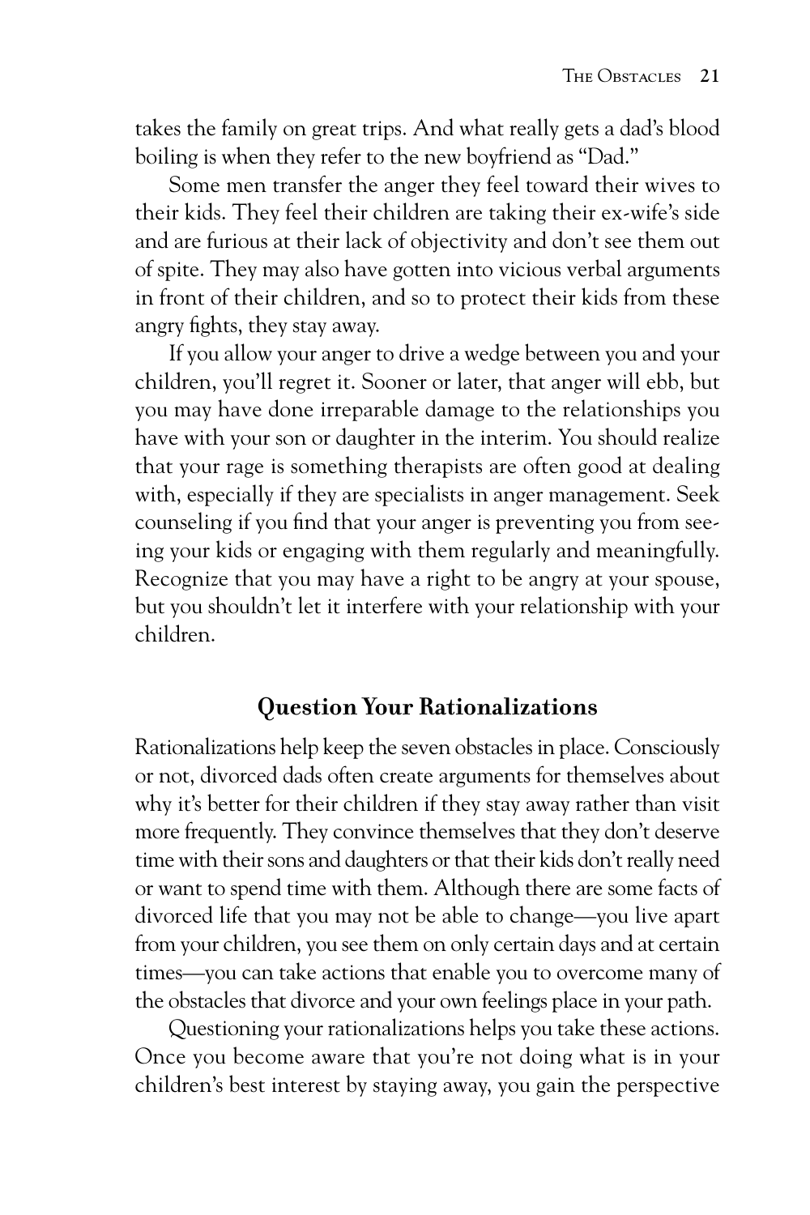takes the family on great trips. And what really gets a dad's blood boiling is when they refer to the new boyfriend as "Dad."

Some men transfer the anger they feel toward their wives to their kids. They feel their children are taking their ex-wife's side and are furious at their lack of objectivity and don't see them out of spite. They may also have gotten into vicious verbal arguments in front of their children, and so to protect their kids from these angry fights, they stay away.

If you allow your anger to drive a wedge between you and your children, you'll regret it. Sooner or later, that anger will ebb, but you may have done irreparable damage to the relationships you have with your son or daughter in the interim. You should realize that your rage is something therapists are often good at dealing with, especially if they are specialists in anger management. Seek counseling if you find that your anger is preventing you from seeing your kids or engaging with them regularly and meaningfully. Recognize that you may have a right to be angry at your spouse, but you shouldn't let it interfere with your relationship with your children.

## Question Your Rationalizations

Rationalizations help keep the seven obstacles in place. Consciously or not, divorced dads often create arguments for themselves about why it's better for their children if they stay away rather than visit more frequently. They convince themselves that they don't deserve time with their sons and daughters or that their kids don't really need or want to spend time with them. Although there are some facts of divorced life that you may not be able to change—you live apart from your children, you see them on only certain days and at certain times—you can take actions that enable you to overcome many of the obstacles that divorce and your own feelings place in your path.

Questioning your rationalizations helps you take these actions. Once you become aware that you're not doing what is in your children's best interest by staying away, you gain the perspective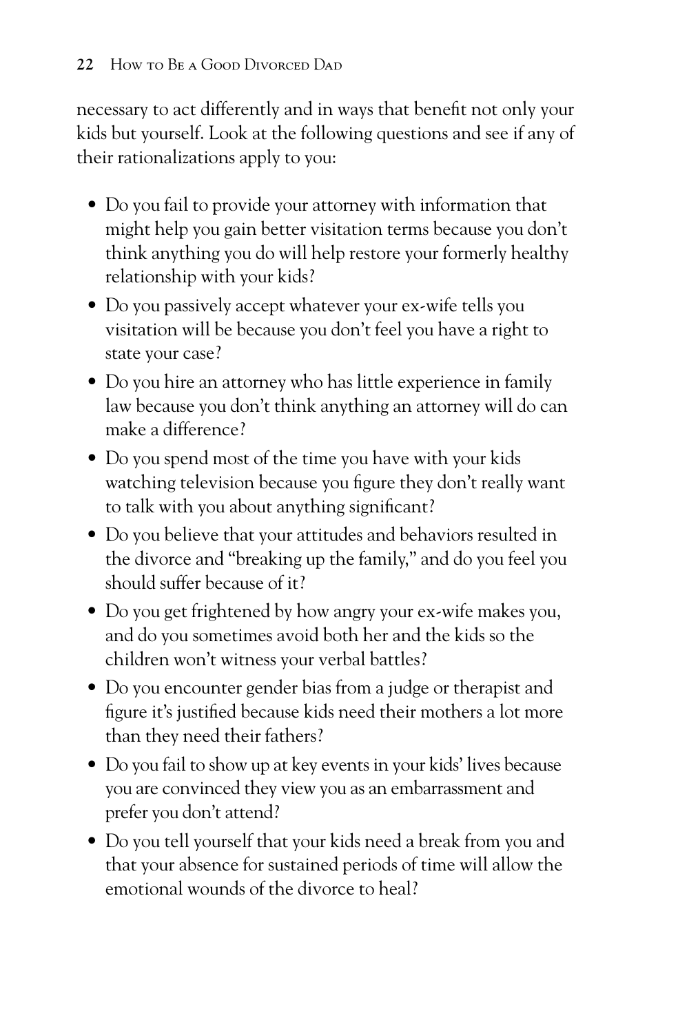necessary to act differently and in ways that benefit not only your kids but yourself. Look at the following questions and see if any of their rationalizations apply to you:

- Do you fail to provide your attorney with information that might help you gain better visitation terms because you don't think anything you do will help restore your formerly healthy relationship with your kids?
- Do you passively accept whatever your ex-wife tells you visitation will be because you don't feel you have a right to state your case?
- Do you hire an attorney who has little experience in family law because you don't think anything an attorney will do can make a difference?
- Do you spend most of the time you have with your kids watching television because you figure they don't really want to talk with you about anything significant?
- Do you believe that your attitudes and behaviors resulted in the divorce and "breaking up the family," and do you feel you should suffer because of it?
- Do you get frightened by how angry your ex-wife makes you, and do you sometimes avoid both her and the kids so the children won't witness your verbal battles?
- Do you encounter gender bias from a judge or therapist and figure it's justified because kids need their mothers a lot more than they need their fathers?
- Do you fail to show up at key events in your kids' lives because you are convinced they view you as an embarrassment and prefer you don't attend?
- Do you tell yourself that your kids need a break from you and that your absence for sustained periods of time will allow the emotional wounds of the divorce to heal?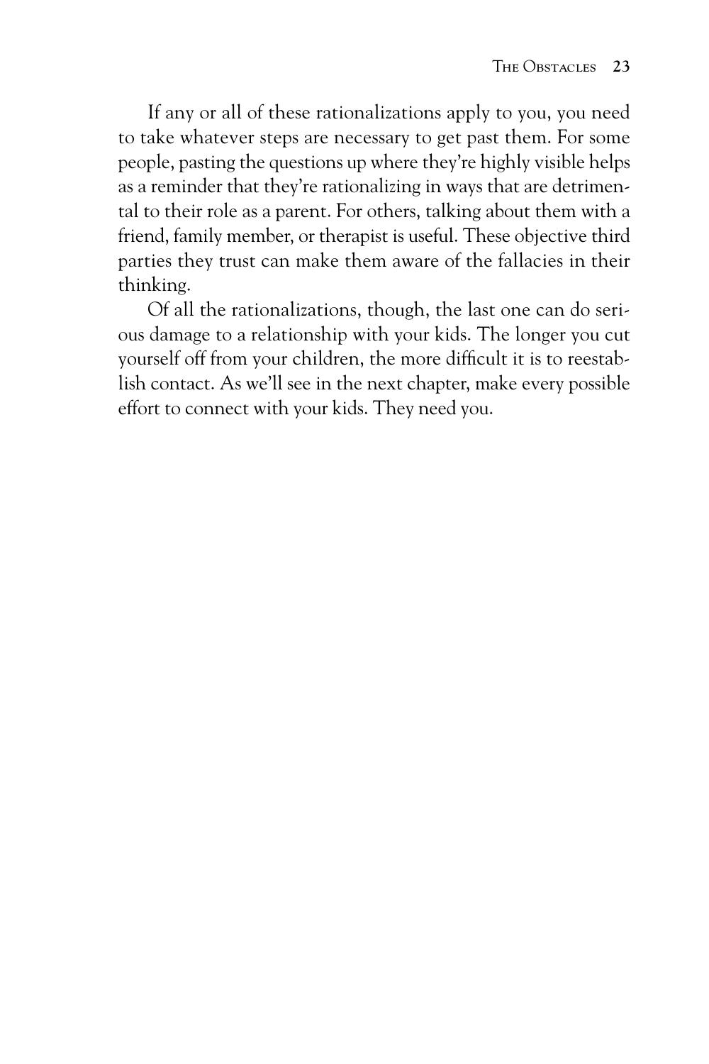If any or all of these rationalizations apply to you, you need to take whatever steps are necessary to get past them. For some people, pasting the questions up where they're highly visible helps as a reminder that they're rationalizing in ways that are detrimental to their role as a parent. For others, talking about them with a friend, family member, or therapist is useful. These objective third parties they trust can make them aware of the fallacies in their thinking.

Of all the rationalizations, though, the last one can do serious damage to a relationship with your kids. The longer you cut yourself off from your children, the more difficult it is to reestablish contact. As we'll see in the next chapter, make every possible effort to connect with your kids. They need you.